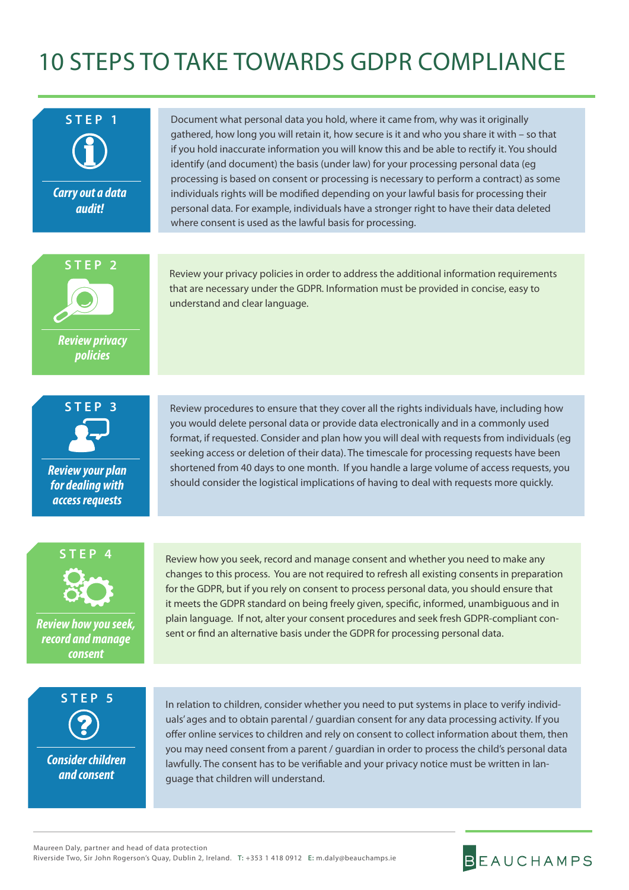# 10 STEPS TO TAKE TOWARDS GDPR COMPLIANCE

## STEP 1

***Carry out a data audit!***

Document what personal data you hold, where it came from, why was it originally gathered, how long you will retain it, how secure is it and who you share it with – so that if you hold inaccurate information you will know this and be able to rectify it. You should identify (and document) the basis (under law) for your processing personal data (eg processing is based on consent or processing is necessary to perform a contract) as some individuals rights will be modified depending on your lawful basis for processing their personal data. For example, individuals have a stronger right to have their data deleted where consent is used as the lawful basis for processing.

## STEP 2

***Review privacy policies***

Review your privacy policies in order to address the additional information requirements that are necessary under the GDPR. Information must be provided in concise, easy to understand and clear language.

## STEP 3

***Review your plan for dealing with access requests***

Review procedures to ensure that they cover all the rights individuals have, including how you would delete personal data or provide data electronically and in a commonly used format, if requested. Consider and plan how you will deal with requests from individuals (eg seeking access or deletion of their data). The timescale for processing requests have been shortened from 40 days to one month. If you handle a large volume of access requests, you should consider the logistical implications of having to deal with requests more quickly.

## STEP 4

***Review how you seek, record and manage consent***

Review how you seek, record and manage consent and whether you need to make any changes to this process. You are not required to refresh all existing consents in preparation for the GDPR, but if you rely on consent to process personal data, you should ensure that it meets the GDPR standard on being freely given, specific, informed, unambiguous and in plain language. If not, alter your consent procedures and seek fresh GDPR-compliant consent or find an alternative basis under the GDPR for processing personal data.

## STEP 5

***Consider children and consent***

In relation to children, consider whether you need to put systems in place to verify individuals' ages and to obtain parental / guardian consent for any data processing activity. If you offer online services to children and rely on consent to collect information about them, then you may need consent from a parent / guardian in order to process the child's personal data lawfully. The consent has to be verifiable and your privacy notice must be written in language that children will understand.

Maureen Daly, partner and head of data protection
Riverside Two, Sir John Rogerson's Quay, Dublin 2, Ireland. **T:** +353 1 418 0912 **E:** m.daly@beauchamps.ie

BEAUCHAMPS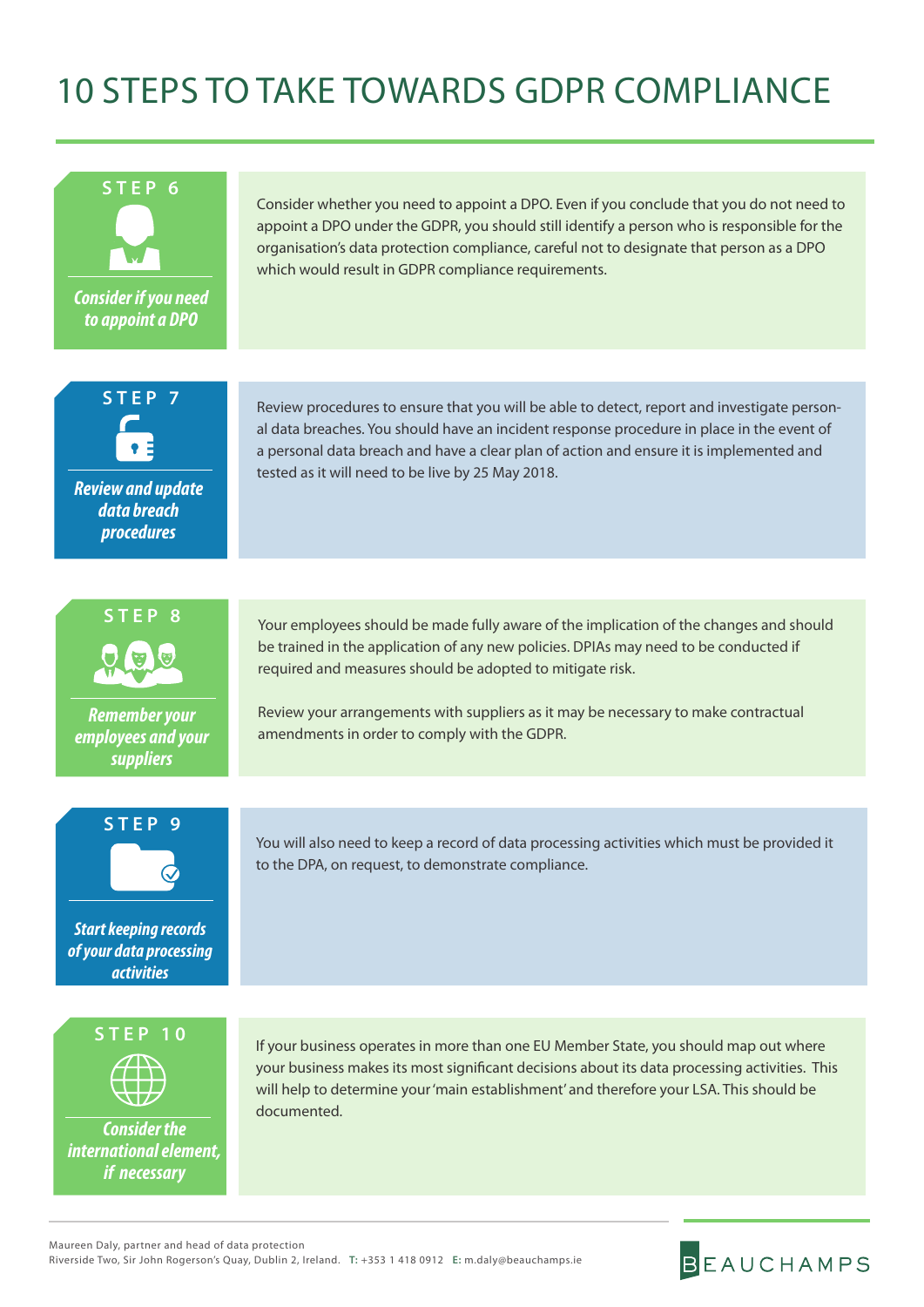# 10 STEPS TO TAKE TOWARDS GDPR COMPLIANCE

## STEP 6

***Consider if you need to appoint a DPO***

Consider whether you need to appoint a DPO. Even if you conclude that you do not need to appoint a DPO under the GDPR, you should still identify a person who is responsible for the organisation's data protection compliance, careful not to designate that person as a DPO which would result in GDPR compliance requirements.

## STEP 7

***Review and update data breach procedures***

Review procedures to ensure that you will be able to detect, report and investigate personal data breaches. You should have an incident response procedure in place in the event of a personal data breach and have a clear plan of action and ensure it is implemented and tested as it will need to be live by 25 May 2018.

## STEP 8

***Remember your employees and your suppliers***

Your employees should be made fully aware of the implication of the changes and should be trained in the application of any new policies. DPIAs may need to be conducted if required and measures should be adopted to mitigate risk.

Review your arrangements with suppliers as it may be necessary to make contractual amendments in order to comply with the GDPR.

## STEP 9

***Start keeping records of your data processing activities***

You will also need to keep a record of data processing activities which must be provided it to the DPA, on request, to demonstrate compliance.

## STEP 10

***Consider the international element, if necessary***

If your business operates in more than one EU Member State, you should map out where your business makes its most significant decisions about its data processing activities. This will help to determine your 'main establishment' and therefore your LSA. This should be documented.

Maureen Daly, partner and head of data protection
Riverside Two, Sir John Rogerson's Quay, Dublin 2, Ireland. **T:** +353 1 418 0912 **E:** m.daly@beauchamps.ie

BEAUCHAMPS